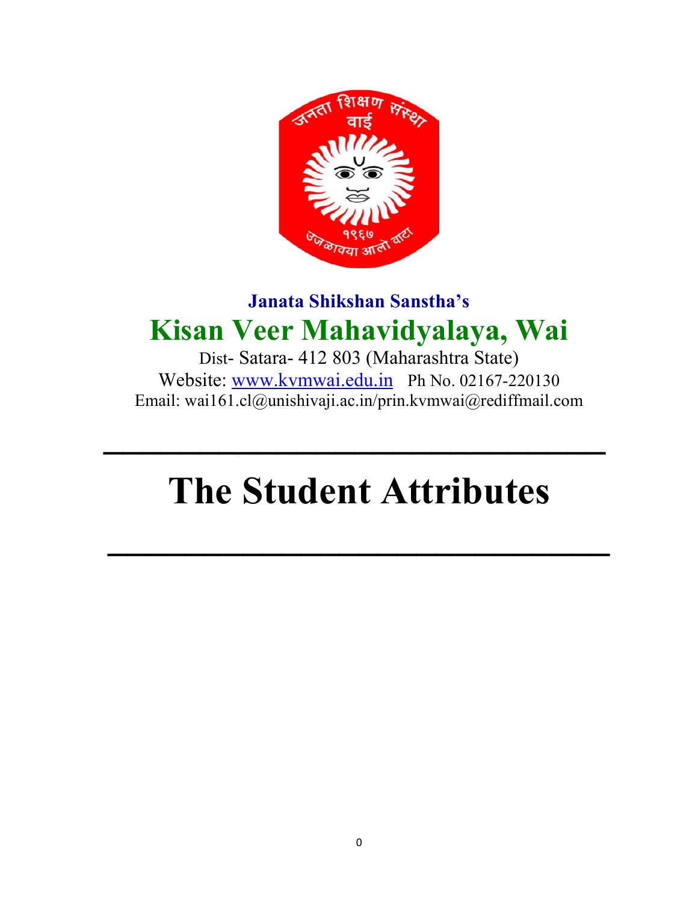Janata Shikshan Sanstha's

# Kisan Veer Mahavidyalaya, Wai

Dist- Satara- 412 803 (Maharashtra State)

Website: www.kvmwai.edu.in Ph No. 02167-220130

Email: wai161.cl@unishivaji.ac.in/prin.kvmwai@rediffmail.com

---

# The Student Attributes

---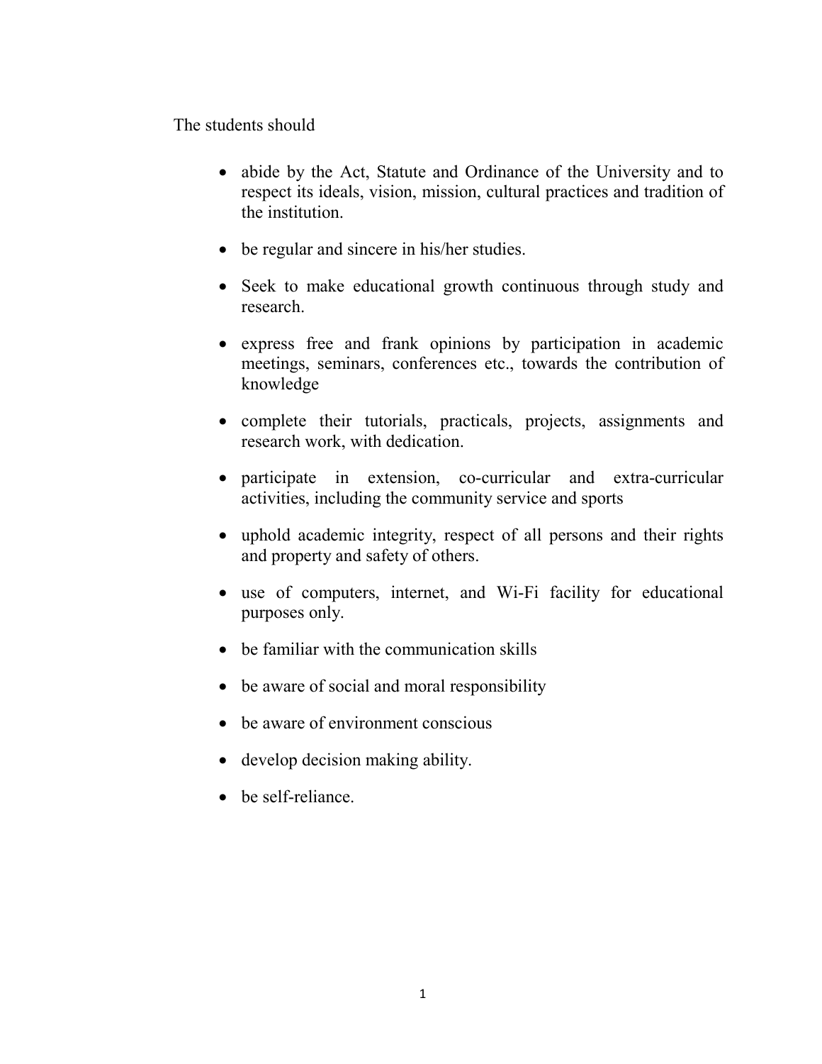The students should

- abide by the Act, Statute and Ordinance of the University and to respect its ideals, vision, mission, cultural practices and tradition of the institution.
- be regular and sincere in his/her studies.
- Seek to make educational growth continuous through study and research.
- express free and frank opinions by participation in academic meetings, seminars, conferences etc., towards the contribution of knowledge
- complete their tutorials, practicals, projects, assignments and research work, with dedication.
- participate in extension, co-curricular and extra-curricular activities, including the community service and sports
- uphold academic integrity, respect of all persons and their rights and property and safety of others.
- use of computers, internet, and Wi-Fi facility for educational purposes only.
- be familiar with the communication skills
- be aware of social and moral responsibility
- be aware of environment conscious
- develop decision making ability.
- be self-reliance.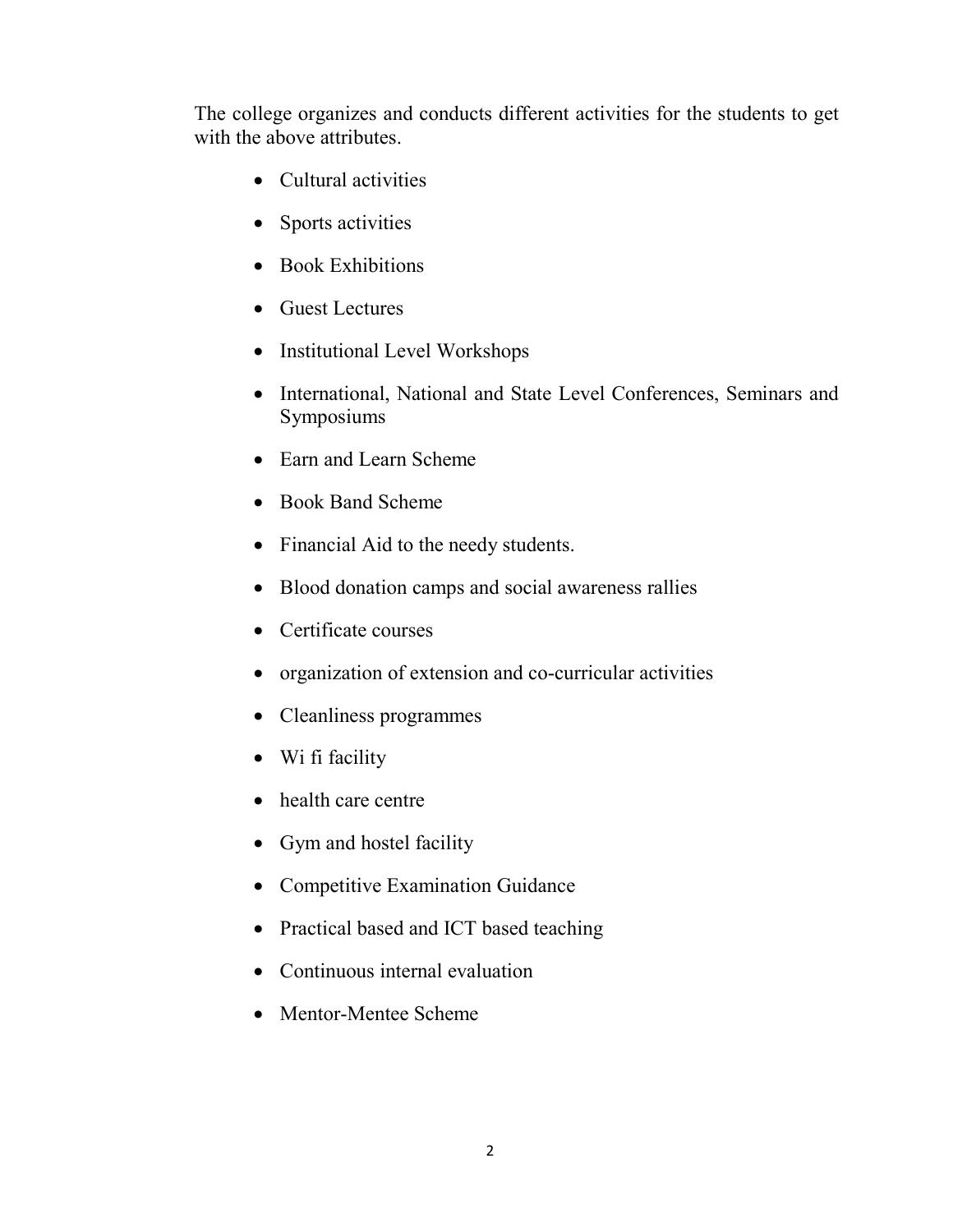The college organizes and conducts different activities for the students to get with the above attributes.

- Cultural activities
- Sports activities
- Book Exhibitions
- Guest Lectures
- Institutional Level Workshops
- International, National and State Level Conferences, Seminars and Symposiums
- Earn and Learn Scheme
- Book Band Scheme
- Financial Aid to the needy students.
- Blood donation camps and social awareness rallies
- Certificate courses
- organization of extension and co-curricular activities
- Cleanliness programmes
- Wi fi facility
- health care centre
- Gym and hostel facility
- Competitive Examination Guidance
- Practical based and ICT based teaching
- Continuous internal evaluation
- Mentor-Mentee Scheme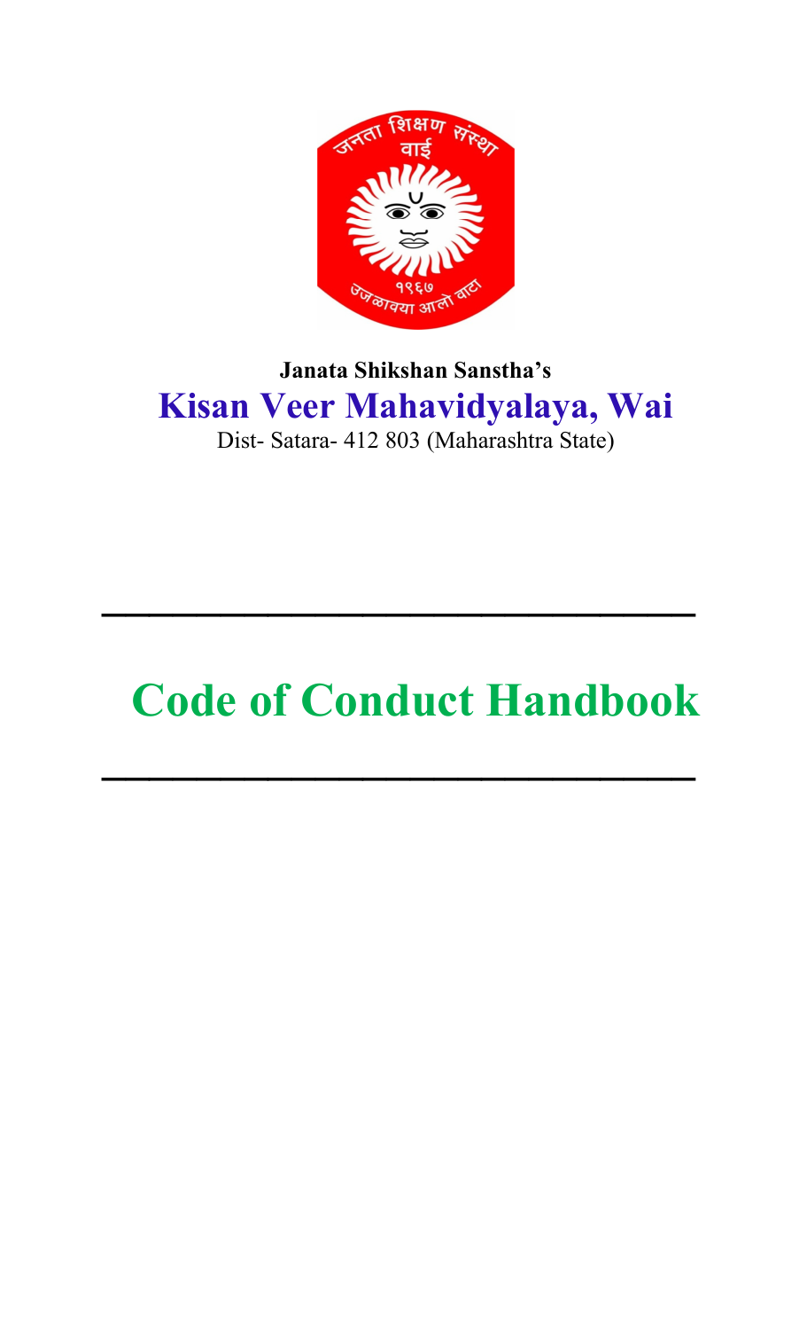**Janata Shikshan Sanstha's**

# Kisan Veer Mahavidyalaya, Wai

Dist- Satara- 412 803 (Maharashtra State)

---

# Code of Conduct Handbook

---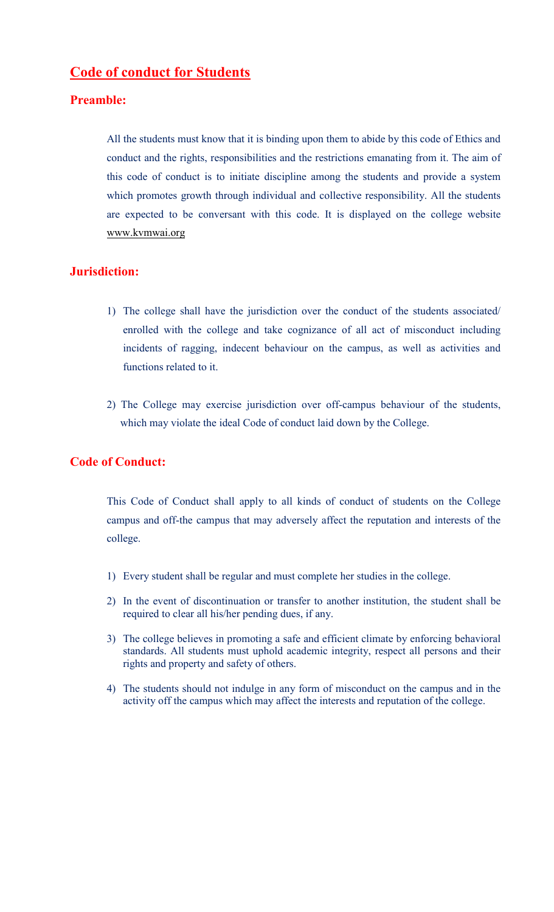# Code of conduct for Students

## Preamble:

All the students must know that it is binding upon them to abide by this code of Ethics and conduct and the rights, responsibilities and the restrictions emanating from it. The aim of this code of conduct is to initiate discipline among the students and provide a system which promotes growth through individual and collective responsibility. All the students are expected to be conversant with this code. It is displayed on the college website www.kvmwai.org

## Jurisdiction:

1) The college shall have the jurisdiction over the conduct of the students associated/ enrolled with the college and take cognizance of all act of misconduct including incidents of ragging, indecent behaviour on the campus, as well as activities and functions related to it.

2) The College may exercise jurisdiction over off-campus behaviour of the students, which may violate the ideal Code of conduct laid down by the College.

## Code of Conduct:

This Code of Conduct shall apply to all kinds of conduct of students on the College campus and off-the campus that may adversely affect the reputation and interests of the college.

1) Every student shall be regular and must complete her studies in the college.
2) In the event of discontinuation or transfer to another institution, the student shall be required to clear all his/her pending dues, if any.
3) The college believes in promoting a safe and efficient climate by enforcing behavioral standards. All students must uphold academic integrity, respect all persons and their rights and property and safety of others.
4) The students should not indulge in any form of misconduct on the campus and in the activity off the campus which may affect the interests and reputation of the college.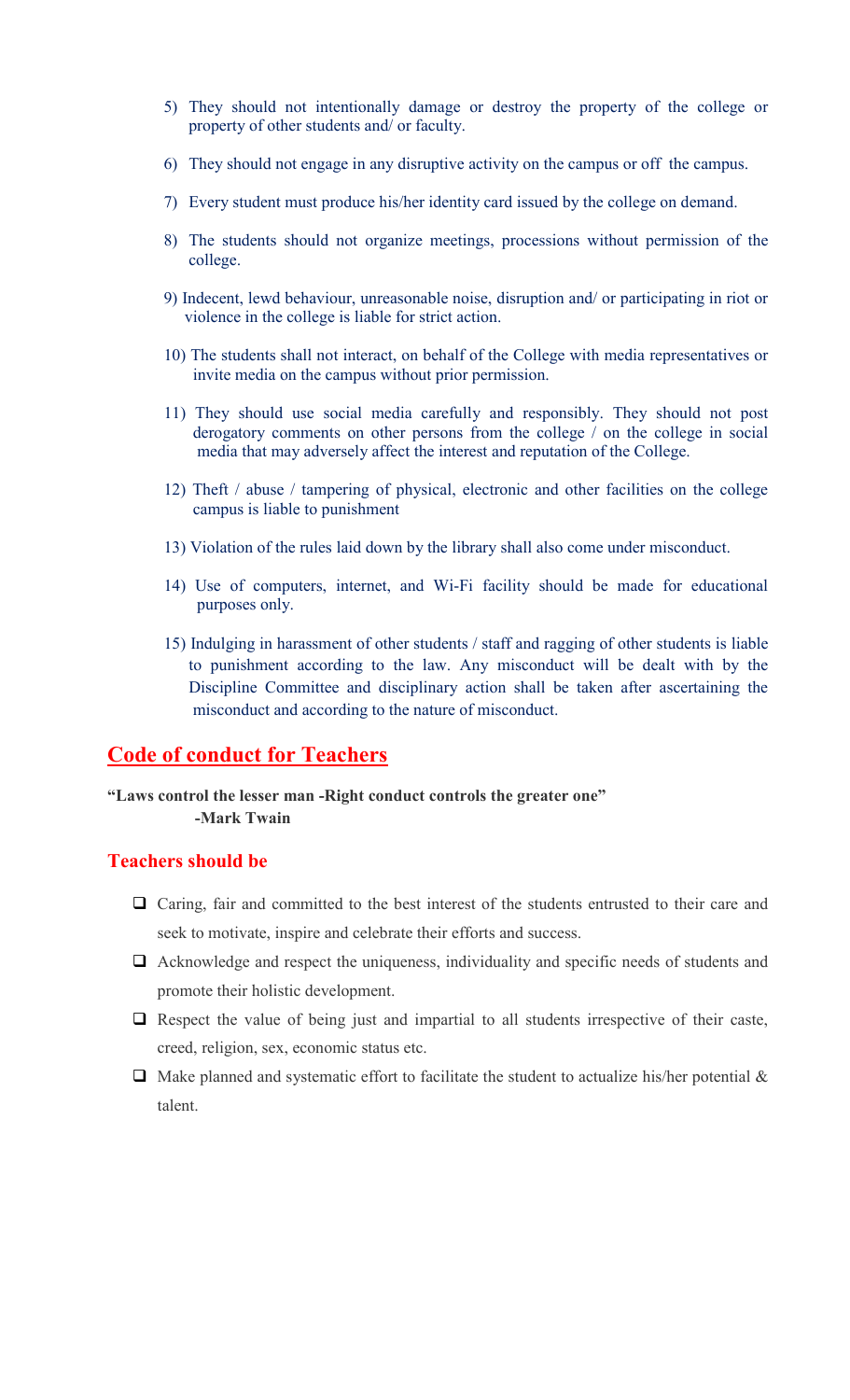5) They should not intentionally damage or destroy the property of the college or property of other students and/ or faculty.

6) They should not engage in any disruptive activity on the campus or off the campus.

7) Every student must produce his/her identity card issued by the college on demand.

8) The students should not organize meetings, processions without permission of the college.

9) Indecent, lewd behaviour, unreasonable noise, disruption and/ or participating in riot or violence in the college is liable for strict action.

10) The students shall not interact, on behalf of the College with media representatives or invite media on the campus without prior permission.

11) They should use social media carefully and responsibly. They should not post derogatory comments on other persons from the college / on the college in social media that may adversely affect the interest and reputation of the College.

12) Theft / abuse / tampering of physical, electronic and other facilities on the college campus is liable to punishment

13) Violation of the rules laid down by the library shall also come under misconduct.

14) Use of computers, internet, and Wi-Fi facility should be made for educational purposes only.

15) Indulging in harassment of other students / staff and ragging of other students is liable to punishment according to the law. Any misconduct will be dealt with by the Discipline Committee and disciplinary action shall be taken after ascertaining the misconduct and according to the nature of misconduct.

## Code of conduct for Teachers

**"Laws control the lesser man -Right conduct controls the greater one"**
**-Mark Twain**

### Teachers should be

- Caring, fair and committed to the best interest of the students entrusted to their care and seek to motivate, inspire and celebrate their efforts and success.
- Acknowledge and respect the uniqueness, individuality and specific needs of students and promote their holistic development.
- Respect the value of being just and impartial to all students irrespective of their caste, creed, religion, sex, economic status etc.
- Make planned and systematic effort to facilitate the student to actualize his/her potential & talent.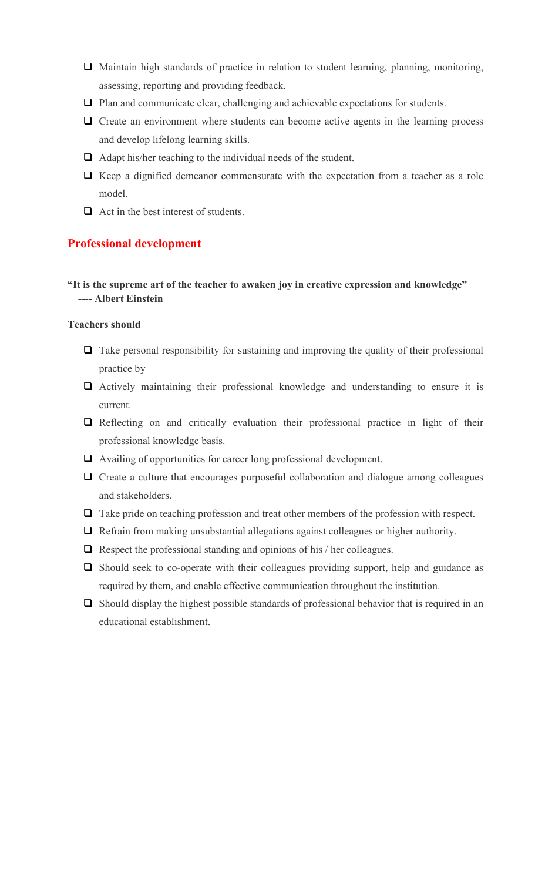- Maintain high standards of practice in relation to student learning, planning, monitoring, assessing, reporting and providing feedback.
- Plan and communicate clear, challenging and achievable expectations for students.
- Create an environment where students can become active agents in the learning process and develop lifelong learning skills.
- Adapt his/her teaching to the individual needs of the student.
- Keep a dignified demeanor commensurate with the expectation from a teacher as a role model.
- Act in the best interest of students.

## Professional development

**"It is the supreme art of the teacher to awaken joy in creative expression and knowledge"**
**---- Albert Einstein**

**Teachers should**

- Take personal responsibility for sustaining and improving the quality of their professional practice by
- Actively maintaining their professional knowledge and understanding to ensure it is current.
- Reflecting on and critically evaluation their professional practice in light of their professional knowledge basis.
- Availing of opportunities for career long professional development.
- Create a culture that encourages purposeful collaboration and dialogue among colleagues and stakeholders.
- Take pride on teaching profession and treat other members of the profession with respect.
- Refrain from making unsubstantial allegations against colleagues or higher authority.
- Respect the professional standing and opinions of his / her colleagues.
- Should seek to co-operate with their colleagues providing support, help and guidance as required by them, and enable effective communication throughout the institution.
- Should display the highest possible standards of professional behavior that is required in an educational establishment.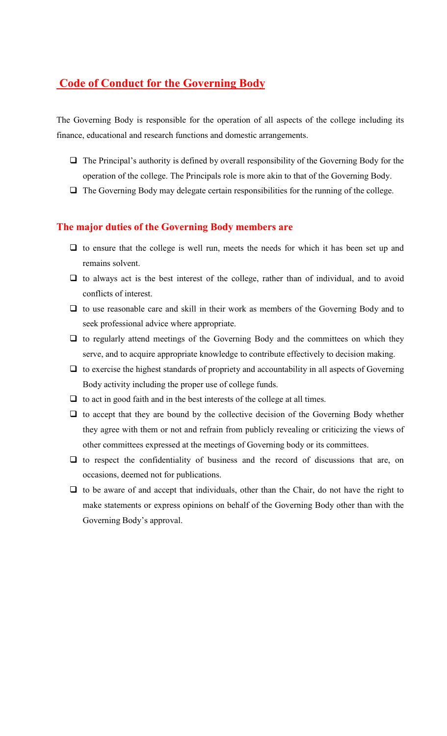## Code of Conduct for the Governing Body

The Governing Body is responsible for the operation of all aspects of the college including its finance, educational and research functions and domestic arrangements.

- The Principal's authority is defined by overall responsibility of the Governing Body for the operation of the college. The Principals role is more akin to that of the Governing Body.
- The Governing Body may delegate certain responsibilities for the running of the college.

### The major duties of the Governing Body members are

- to ensure that the college is well run, meets the needs for which it has been set up and remains solvent.
- to always act is the best interest of the college, rather than of individual, and to avoid conflicts of interest.
- to use reasonable care and skill in their work as members of the Governing Body and to seek professional advice where appropriate.
- to regularly attend meetings of the Governing Body and the committees on which they serve, and to acquire appropriate knowledge to contribute effectively to decision making.
- to exercise the highest standards of propriety and accountability in all aspects of Governing Body activity including the proper use of college funds.
- to act in good faith and in the best interests of the college at all times.
- to accept that they are bound by the collective decision of the Governing Body whether they agree with them or not and refrain from publicly revealing or criticizing the views of other committees expressed at the meetings of Governing body or its committees.
- to respect the confidentiality of business and the record of discussions that are, on occasions, deemed not for publications.
- to be aware of and accept that individuals, other than the Chair, do not have the right to make statements or express opinions on behalf of the Governing Body other than with the Governing Body's approval.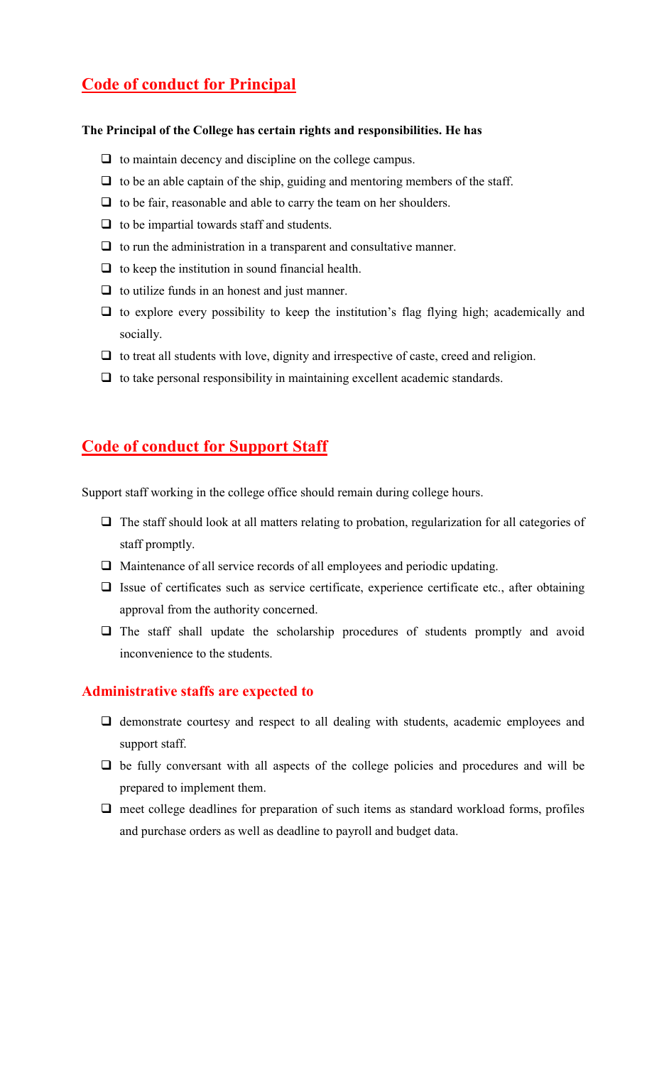## Code of conduct for Principal

**The Principal of the College has certain rights and responsibilities. He has**

- to maintain decency and discipline on the college campus.
- to be an able captain of the ship, guiding and mentoring members of the staff.
- to be fair, reasonable and able to carry the team on her shoulders.
- to be impartial towards staff and students.
- to run the administration in a transparent and consultative manner.
- to keep the institution in sound financial health.
- to utilize funds in an honest and just manner.
- to explore every possibility to keep the institution's flag flying high; academically and socially.
- to treat all students with love, dignity and irrespective of caste, creed and religion.
- to take personal responsibility in maintaining excellent academic standards.

## Code of conduct for Support Staff

Support staff working in the college office should remain during college hours.

- The staff should look at all matters relating to probation, regularization for all categories of staff promptly.
- Maintenance of all service records of all employees and periodic updating.
- Issue of certificates such as service certificate, experience certificate etc., after obtaining approval from the authority concerned.
- The staff shall update the scholarship procedures of students promptly and avoid inconvenience to the students.

### Administrative staffs are expected to

- demonstrate courtesy and respect to all dealing with students, academic employees and support staff.
- be fully conversant with all aspects of the college policies and procedures and will be prepared to implement them.
- meet college deadlines for preparation of such items as standard workload forms, profiles and purchase orders as well as deadline to payroll and budget data.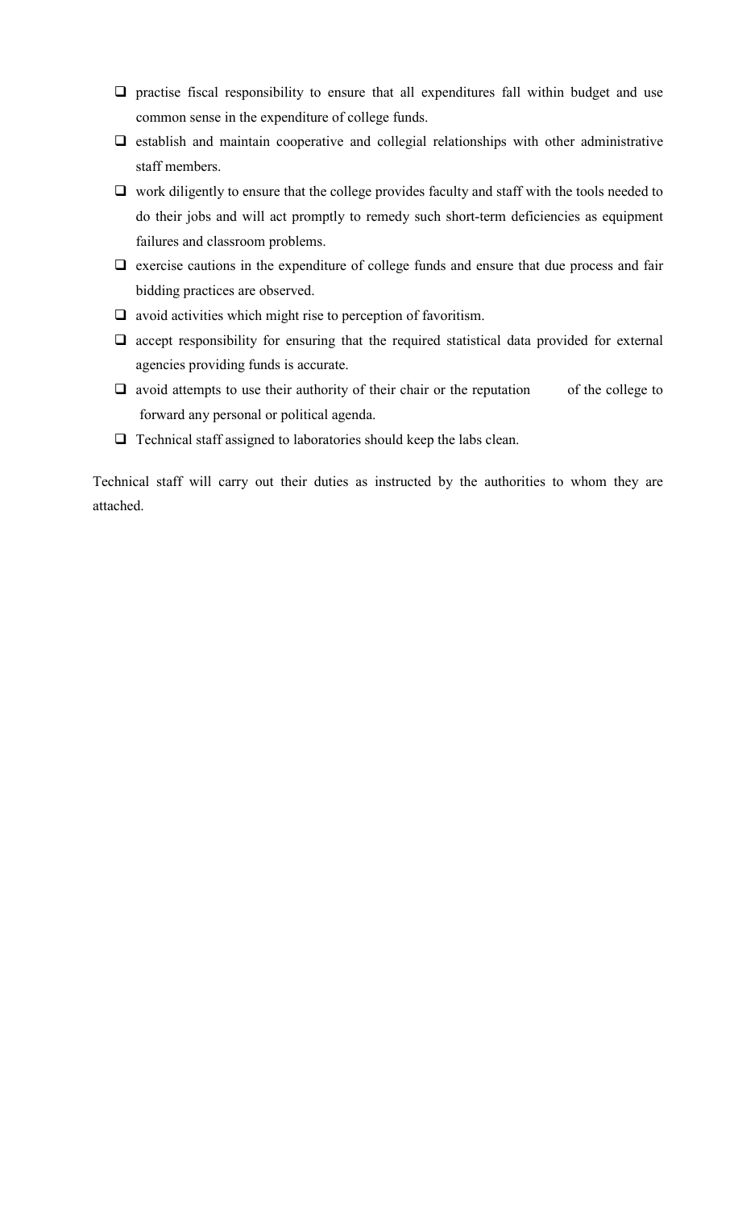- practise fiscal responsibility to ensure that all expenditures fall within budget and use common sense in the expenditure of college funds.
- establish and maintain cooperative and collegial relationships with other administrative staff members.
- work diligently to ensure that the college provides faculty and staff with the tools needed to do their jobs and will act promptly to remedy such short-term deficiencies as equipment failures and classroom problems.
- exercise cautions in the expenditure of college funds and ensure that due process and fair bidding practices are observed.
- avoid activities which might rise to perception of favoritism.
- accept responsibility for ensuring that the required statistical data provided for external agencies providing funds is accurate.
- avoid attempts to use their authority of their chair or the reputation of the college to forward any personal or political agenda.
- Technical staff assigned to laboratories should keep the labs clean.

Technical staff will carry out their duties as instructed by the authorities to whom they are attached.